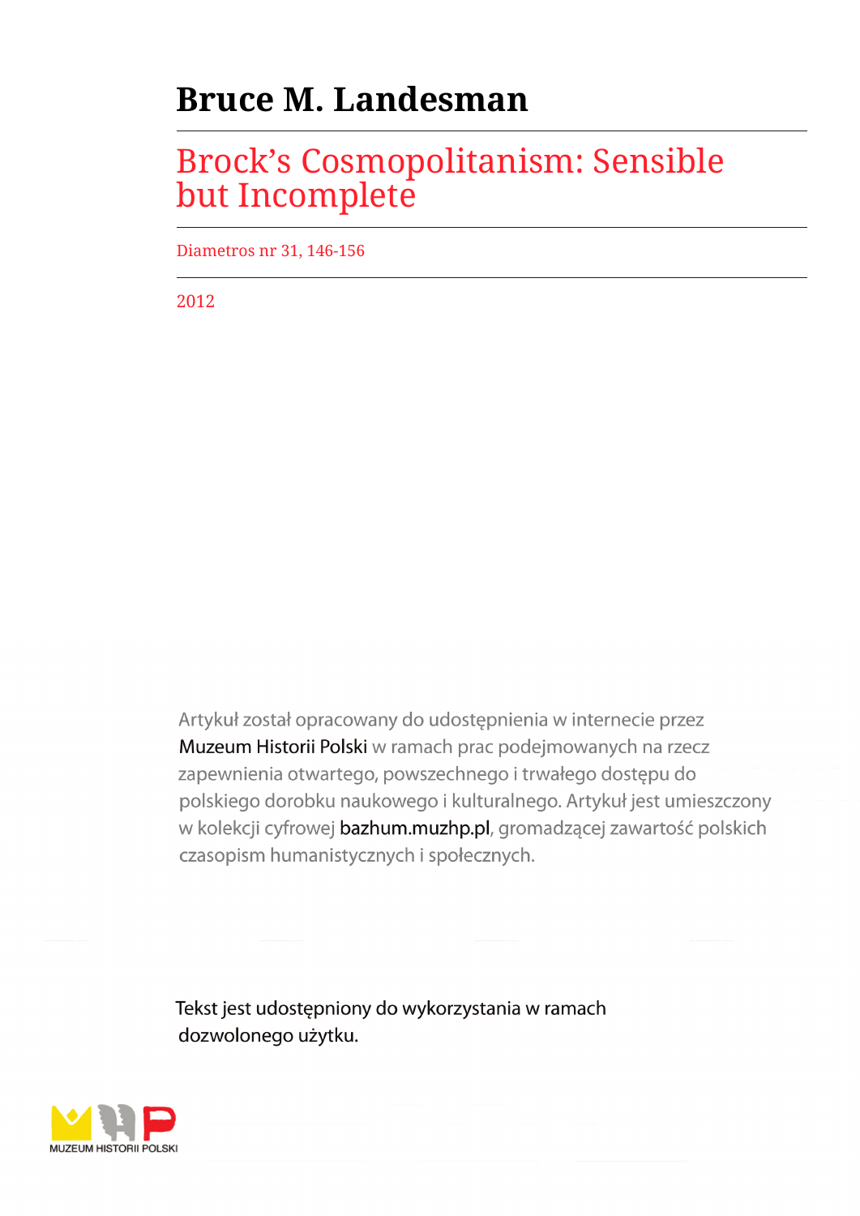# Bruce M. Landesman

## Brock's Cosmopolitanism: Sensible but Incomplete

Diametros nr 31, 146-156

2012

Artykuł został opracowany do udostępnienia w internecie przez Muzeum Historii Polski w ramach prac podejmowanych na rzecz zapewnienia otwartego, powszechnego i trwałego dostępu do polskiego dorobku naukowego i kulturalnego. Artykuł jest umieszczony w kolekcji cyfrowej bazhum.muzhp.pl, gromadzącej zawartość polskich czasopism humanistycznych i społecznych.

Tekst jest udostępniony do wykorzystania w ramach dozwolonego użytku.

MUZEUM HISTORII POLSKI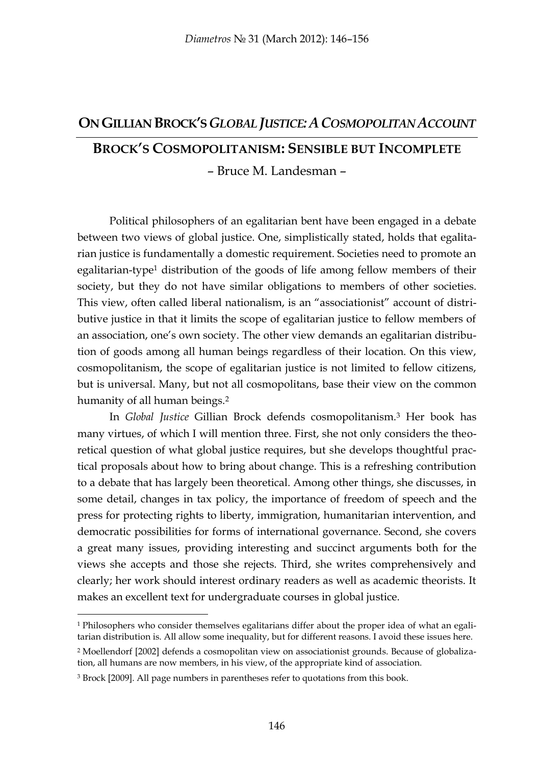# On Gillian Brock's *Global Justice: A Cosmopolitan Account*

## Brock's Cosmopolitanism: Sensible but Incomplete

– Bruce M. Landesman –

Political philosophers of an egalitarian bent have been engaged in a debate between two views of global justice. One, simplistically stated, holds that egalitarian justice is fundamentally a domestic requirement. Societies need to promote an egalitarian-type[1] distribution of the goods of life among fellow members of their society, but they do not have similar obligations to members of other societies. This view, often called liberal nationalism, is an "associationist" account of distributive justice in that it limits the scope of egalitarian justice to fellow members of an association, one's own society. The other view demands an egalitarian distribution of goods among all human beings regardless of their location. On this view, cosmopolitanism, the scope of egalitarian justice is not limited to fellow citizens, but is universal. Many, but not all cosmopolitans, base their view on the common humanity of all human beings.[2]

In *Global Justice* Gillian Brock defends cosmopolitanism.[3] Her book has many virtues, of which I will mention three. First, she not only considers the theoretical question of what global justice requires, but she develops thoughtful practical proposals about how to bring about change. This is a refreshing contribution to a debate that has largely been theoretical. Among other things, she discusses, in some detail, changes in tax policy, the importance of freedom of speech and the press for protecting rights to liberty, immigration, humanitarian intervention, and democratic possibilities for forms of international governance. Second, she covers a great many issues, providing interesting and succinct arguments both for the views she accepts and those she rejects. Third, she writes comprehensively and clearly; her work should interest ordinary readers as well as academic theorists. It makes an excellent text for undergraduate courses in global justice.

---

[1] Philosophers who consider themselves egalitarians differ about the proper idea of what an egalitarian distribution is. All allow some inequality, but for different reasons. I avoid these issues here.

[2] Moellendorf [2002] defends a cosmopolitan view on associationist grounds. Because of globalization, all humans are now members, in his view, of the appropriate kind of association.

[3] Brock [2009]. All page numbers in parentheses refer to quotations from this book.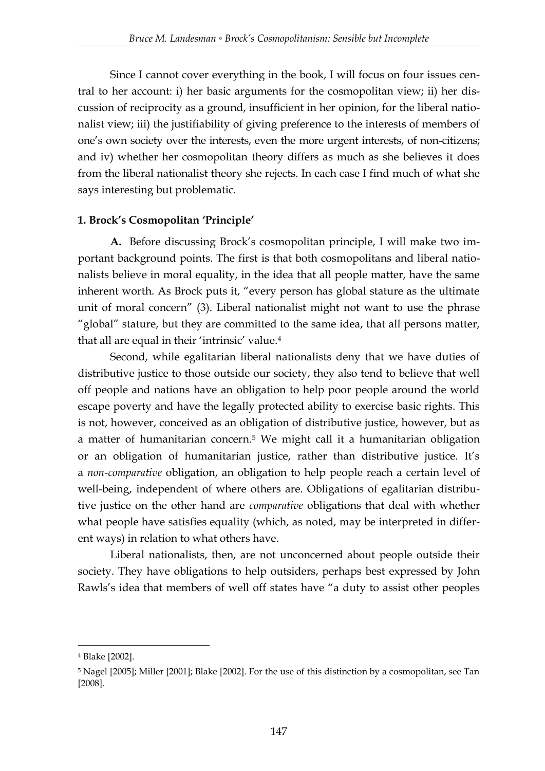Since I cannot cover everything in the book, I will focus on four issues central to her account: i) her basic arguments for the cosmopolitan view; ii) her discussion of reciprocity as a ground, insufficient in her opinion, for the liberal nationalist view; iii) the justifiability of giving preference to the interests of members of one's own society over the interests, even the more urgent interests, of non-citizens; and iv) whether her cosmopolitan theory differs as much as she believes it does from the liberal nationalist theory she rejects. In each case I find much of what she says interesting but problematic.

### 1. Brock's Cosmopolitan 'Principle'

**A.** Before discussing Brock's cosmopolitan principle, I will make two important background points. The first is that both cosmopolitans and liberal nationalists believe in moral equality, in the idea that all people matter, have the same inherent worth. As Brock puts it, "every person has global stature as the ultimate unit of moral concern" (3). Liberal nationalist might not want to use the phrase "global" stature, but they are committed to the same idea, that all persons matter, that all are equal in their 'intrinsic' value.[4]

Second, while egalitarian liberal nationalists deny that we have duties of distributive justice to those outside our society, they also tend to believe that well off people and nations have an obligation to help poor people around the world escape poverty and have the legally protected ability to exercise basic rights. This is not, however, conceived as an obligation of distributive justice, however, but as a matter of humanitarian concern.[5] We might call it a humanitarian obligation or an obligation of humanitarian justice, rather than distributive justice. It's a *non-comparative* obligation, an obligation to help people reach a certain level of well-being, independent of where others are. Obligations of egalitarian distributive justice on the other hand are *comparative* obligations that deal with whether what people have satisfies equality (which, as noted, may be interpreted in different ways) in relation to what others have.

Liberal nationalists, then, are not unconcerned about people outside their society. They have obligations to help outsiders, perhaps best expressed by John Rawls's idea that members of well off states have "a duty to assist other peoples

---

[4] Blake [2002].

[5] Nagel [2005]; Miller [2001]; Blake [2002]. For the use of this distinction by a cosmopolitan, see Tan [2008].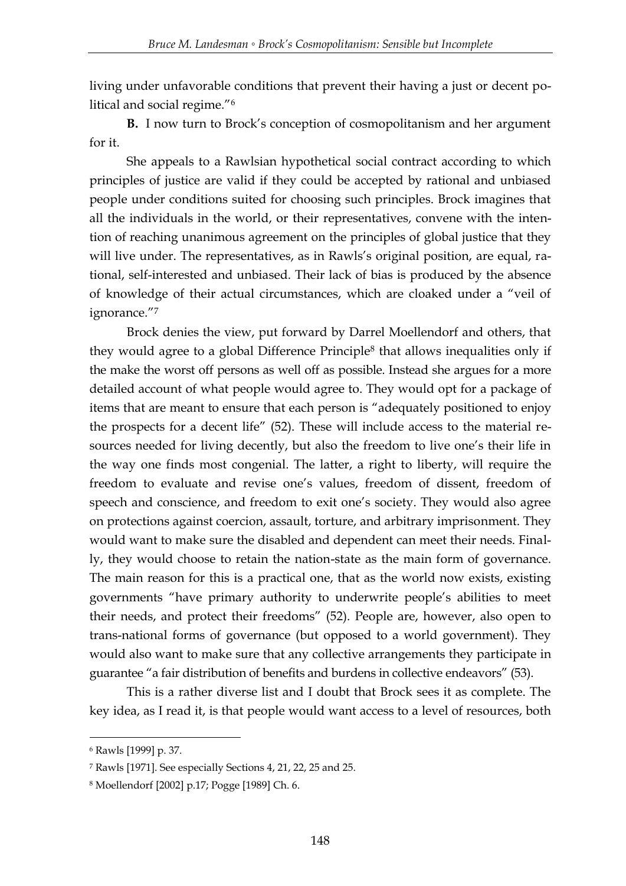living under unfavorable conditions that prevent their having a just or decent political and social regime."[6]

**B.** I now turn to Brock's conception of cosmopolitanism and her argument for it.

She appeals to a Rawlsian hypothetical social contract according to which principles of justice are valid if they could be accepted by rational and unbiased people under conditions suited for choosing such principles. Brock imagines that all the individuals in the world, or their representatives, convene with the intention of reaching unanimous agreement on the principles of global justice that they will live under. The representatives, as in Rawls's original position, are equal, rational, self-interested and unbiased. Their lack of bias is produced by the absence of knowledge of their actual circumstances, which are cloaked under a "veil of ignorance."[7]

Brock denies the view, put forward by Darrel Moellendorf and others, that they would agree to a global Difference Principle[8] that allows inequalities only if the make the worst off persons as well off as possible. Instead she argues for a more detailed account of what people would agree to. They would opt for a package of items that are meant to ensure that each person is "adequately positioned to enjoy the prospects for a decent life" (52). These will include access to the material resources needed for living decently, but also the freedom to live one's their life in the way one finds most congenial. The latter, a right to liberty, will require the freedom to evaluate and revise one's values, freedom of dissent, freedom of speech and conscience, and freedom to exit one's society. They would also agree on protections against coercion, assault, torture, and arbitrary imprisonment. They would want to make sure the disabled and dependent can meet their needs. Finally, they would choose to retain the nation-state as the main form of governance. The main reason for this is a practical one, that as the world now exists, existing governments "have primary authority to underwrite people's abilities to meet their needs, and protect their freedoms" (52). People are, however, also open to trans-national forms of governance (but opposed to a world government). They would also want to make sure that any collective arrangements they participate in guarantee "a fair distribution of benefits and burdens in collective endeavors" (53).

This is a rather diverse list and I doubt that Brock sees it as complete. The key idea, as I read it, is that people would want access to a level of resources, both

---

[6] Rawls [1999] p. 37.

[7] Rawls [1971]. See especially Sections 4, 21, 22, 25 and 25.

[8] Moellendorf [2002] p.17; Pogge [1989] Ch. 6.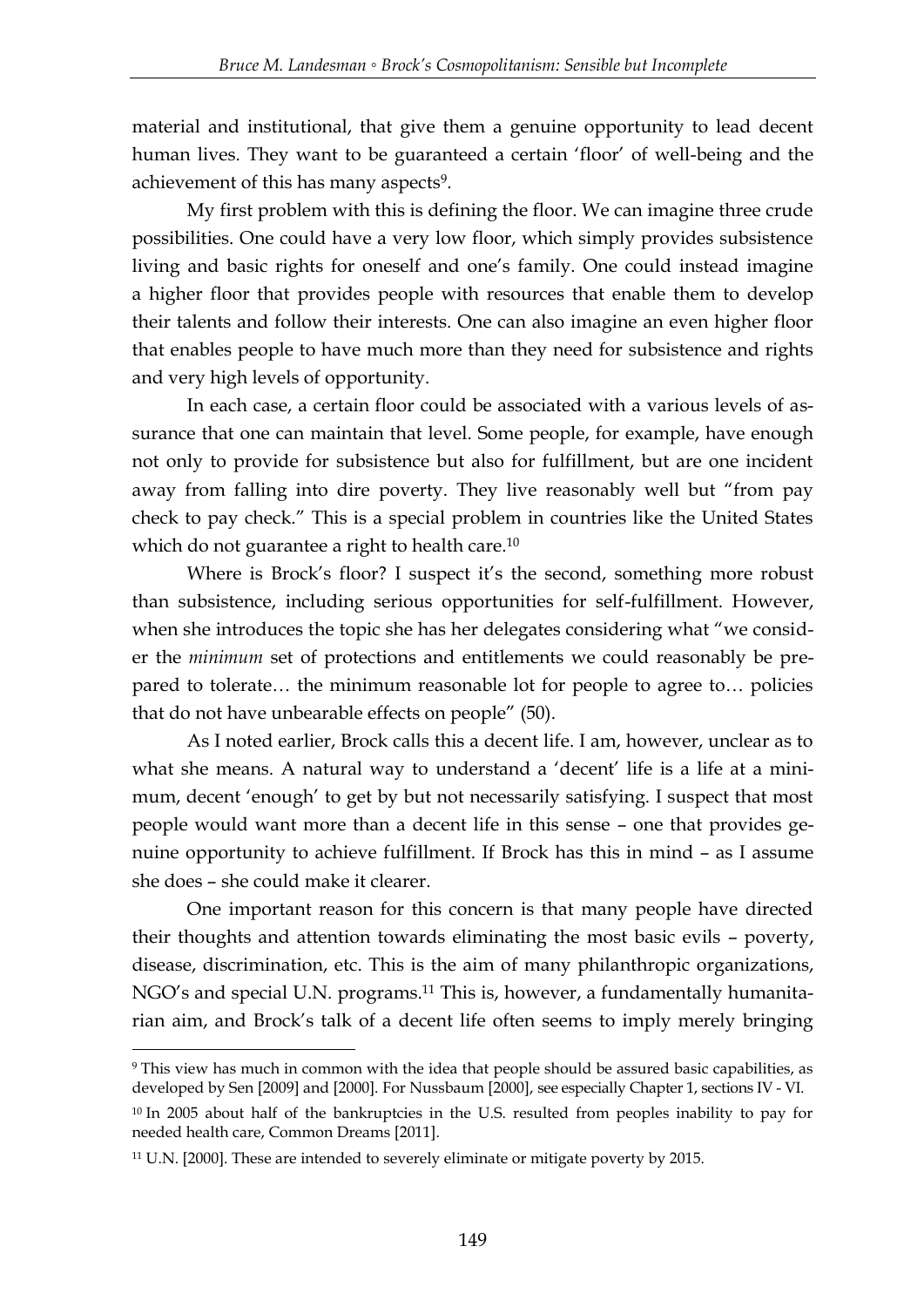material and institutional, that give them a genuine opportunity to lead decent human lives. They want to be guaranteed a certain 'floor' of well-being and the achievement of this has many aspects[9].

My first problem with this is defining the floor. We can imagine three crude possibilities. One could have a very low floor, which simply provides subsistence living and basic rights for oneself and one's family. One could instead imagine a higher floor that provides people with resources that enable them to develop their talents and follow their interests. One can also imagine an even higher floor that enables people to have much more than they need for subsistence and rights and very high levels of opportunity.

In each case, a certain floor could be associated with a various levels of assurance that one can maintain that level. Some people, for example, have enough not only to provide for subsistence but also for fulfillment, but are one incident away from falling into dire poverty. They live reasonably well but "from pay check to pay check." This is a special problem in countries like the United States which do not guarantee a right to health care.[10]

Where is Brock's floor? I suspect it's the second, something more robust than subsistence, including serious opportunities for self-fulfillment. However, when she introduces the topic she has her delegates considering what "we consider the *minimum* set of protections and entitlements we could reasonably be prepared to tolerate… the minimum reasonable lot for people to agree to… policies that do not have unbearable effects on people" (50).

As I noted earlier, Brock calls this a decent life. I am, however, unclear as to what she means. A natural way to understand a 'decent' life is a life at a minimum, decent 'enough' to get by but not necessarily satisfying. I suspect that most people would want more than a decent life in this sense – one that provides genuine opportunity to achieve fulfillment. If Brock has this in mind – as I assume she does – she could make it clearer.

One important reason for this concern is that many people have directed their thoughts and attention towards eliminating the most basic evils – poverty, disease, discrimination, etc. This is the aim of many philanthropic organizations, NGO's and special U.N. programs.[11] This is, however, a fundamentally humanitarian aim, and Brock's talk of a decent life often seems to imply merely bringing

---

[9] This view has much in common with the idea that people should be assured basic capabilities, as developed by Sen [2009] and [2000]. For Nussbaum [2000], see especially Chapter 1, sections IV - VI.

[10] In 2005 about half of the bankruptcies in the U.S. resulted from peoples inability to pay for needed health care, Common Dreams [2011].

[11] U.N. [2000]. These are intended to severely eliminate or mitigate poverty by 2015.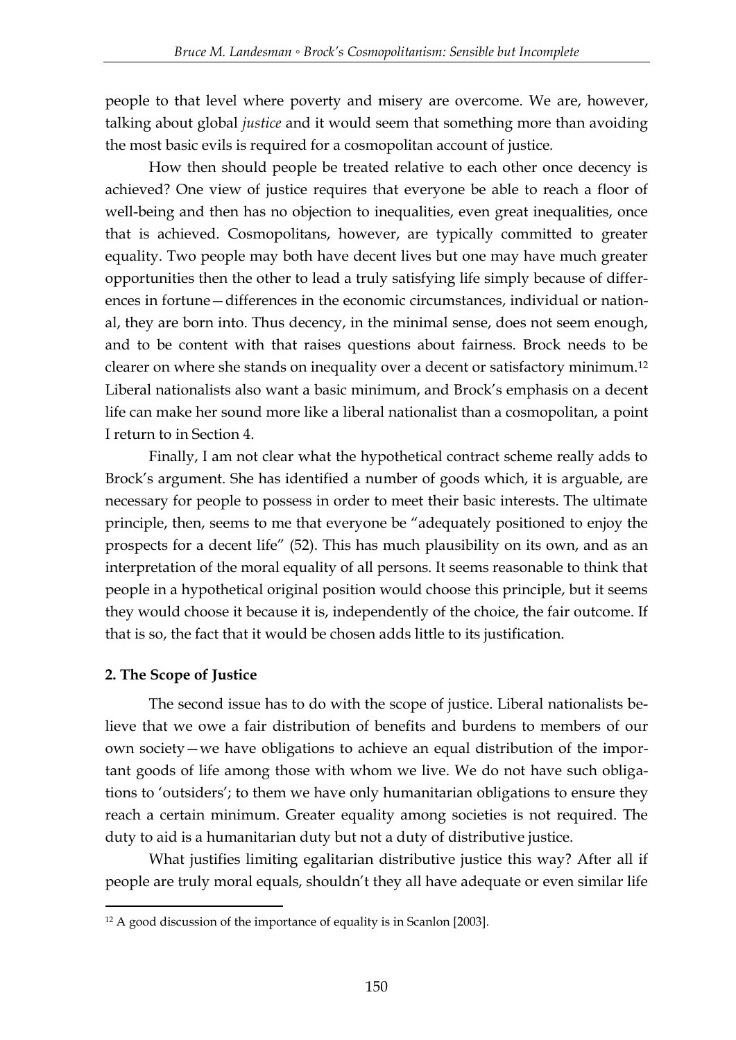people to that level where poverty and misery are overcome. We are, however, talking about global *justice* and it would seem that something more than avoiding the most basic evils is required for a cosmopolitan account of justice.

How then should people be treated relative to each other once decency is achieved? One view of justice requires that everyone be able to reach a floor of well-being and then has no objection to inequalities, even great inequalities, once that is achieved. Cosmopolitans, however, are typically committed to greater equality. Two people may both have decent lives but one may have much greater opportunities then the other to lead a truly satisfying life simply because of differences in fortune—differences in the economic circumstances, individual or national, they are born into. Thus decency, in the minimal sense, does not seem enough, and to be content with that raises questions about fairness. Brock needs to be clearer on where she stands on inequality over a decent or satisfactory minimum.[12] Liberal nationalists also want a basic minimum, and Brock's emphasis on a decent life can make her sound more like a liberal nationalist than a cosmopolitan, a point I return to in Section 4.

Finally, I am not clear what the hypothetical contract scheme really adds to Brock's argument. She has identified a number of goods which, it is arguable, are necessary for people to possess in order to meet their basic interests. The ultimate principle, then, seems to me that everyone be "adequately positioned to enjoy the prospects for a decent life" (52). This has much plausibility on its own, and as an interpretation of the moral equality of all persons. It seems reasonable to think that people in a hypothetical original position would choose this principle, but it seems they would choose it because it is, independently of the choice, the fair outcome. If that is so, the fact that it would be chosen adds little to its justification.

## 2. The Scope of Justice

The second issue has to do with the scope of justice. Liberal nationalists believe that we owe a fair distribution of benefits and burdens to members of our own society—we have obligations to achieve an equal distribution of the important goods of life among those with whom we live. We do not have such obligations to 'outsiders'; to them we have only humanitarian obligations to ensure they reach a certain minimum. Greater equality among societies is not required. The duty to aid is a humanitarian duty but not a duty of distributive justice.

What justifies limiting egalitarian distributive justice this way? After all if people are truly moral equals, shouldn't they all have adequate or even similar life

[12] A good discussion of the importance of equality is in Scanlon [2003].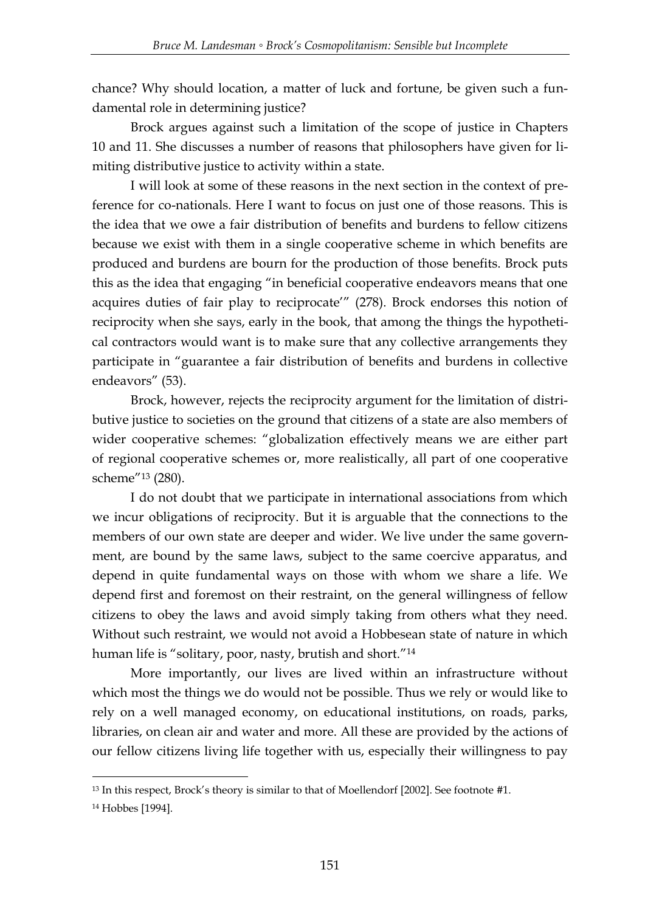chance? Why should location, a matter of luck and fortune, be given such a fundamental role in determining justice?

Brock argues against such a limitation of the scope of justice in Chapters 10 and 11. She discusses a number of reasons that philosophers have given for limiting distributive justice to activity within a state.

I will look at some of these reasons in the next section in the context of preference for co-nationals. Here I want to focus on just one of those reasons. This is the idea that we owe a fair distribution of benefits and burdens to fellow citizens because we exist with them in a single cooperative scheme in which benefits are produced and burdens are bourn for the production of those benefits. Brock puts this as the idea that engaging "in beneficial cooperative endeavors means that one acquires duties of fair play to reciprocate'" (278). Brock endorses this notion of reciprocity when she says, early in the book, that among the things the hypothetical contractors would want is to make sure that any collective arrangements they participate in "guarantee a fair distribution of benefits and burdens in collective endeavors" (53).

Brock, however, rejects the reciprocity argument for the limitation of distributive justice to societies on the ground that citizens of a state are also members of wider cooperative schemes: "globalization effectively means we are either part of regional cooperative schemes or, more realistically, all part of one cooperative scheme"[13] (280).

I do not doubt that we participate in international associations from which we incur obligations of reciprocity. But it is arguable that the connections to the members of our own state are deeper and wider. We live under the same government, are bound by the same laws, subject to the same coercive apparatus, and depend in quite fundamental ways on those with whom we share a life. We depend first and foremost on their restraint, on the general willingness of fellow citizens to obey the laws and avoid simply taking from others what they need. Without such restraint, we would not avoid a Hobbesean state of nature in which human life is "solitary, poor, nasty, brutish and short."[14]

More importantly, our lives are lived within an infrastructure without which most the things we do would not be possible. Thus we rely or would like to rely on a well managed economy, on educational institutions, on roads, parks, libraries, on clean air and water and more. All these are provided by the actions of our fellow citizens living life together with us, especially their willingness to pay

---

[13] In this respect, Brock's theory is similar to that of Moellendorf [2002]. See footnote #1.

[14] Hobbes [1994].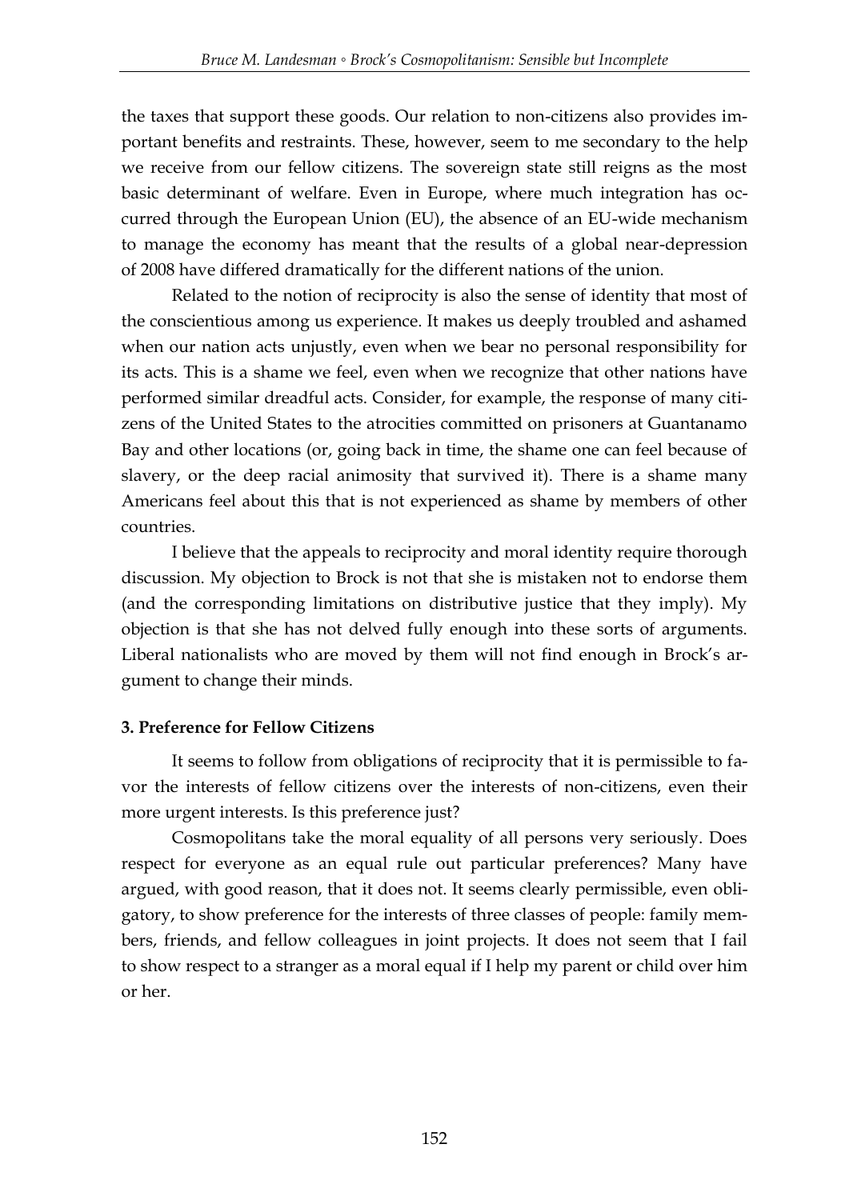the taxes that support these goods. Our relation to non-citizens also provides important benefits and restraints. These, however, seem to me secondary to the help we receive from our fellow citizens. The sovereign state still reigns as the most basic determinant of welfare. Even in Europe, where much integration has occurred through the European Union (EU), the absence of an EU-wide mechanism to manage the economy has meant that the results of a global near-depression of 2008 have differed dramatically for the different nations of the union.

Related to the notion of reciprocity is also the sense of identity that most of the conscientious among us experience. It makes us deeply troubled and ashamed when our nation acts unjustly, even when we bear no personal responsibility for its acts. This is a shame we feel, even when we recognize that other nations have performed similar dreadful acts. Consider, for example, the response of many citizens of the United States to the atrocities committed on prisoners at Guantanamo Bay and other locations (or, going back in time, the shame one can feel because of slavery, or the deep racial animosity that survived it). There is a shame many Americans feel about this that is not experienced as shame by members of other countries.

I believe that the appeals to reciprocity and moral identity require thorough discussion. My objection to Brock is not that she is mistaken not to endorse them (and the corresponding limitations on distributive justice that they imply). My objection is that she has not delved fully enough into these sorts of arguments. Liberal nationalists who are moved by them will not find enough in Brock's argument to change their minds.

### 3. Preference for Fellow Citizens

It seems to follow from obligations of reciprocity that it is permissible to favor the interests of fellow citizens over the interests of non-citizens, even their more urgent interests. Is this preference just?

Cosmopolitans take the moral equality of all persons very seriously. Does respect for everyone as an equal rule out particular preferences? Many have argued, with good reason, that it does not. It seems clearly permissible, even obligatory, to show preference for the interests of three classes of people: family members, friends, and fellow colleagues in joint projects. It does not seem that I fail to show respect to a stranger as a moral equal if I help my parent or child over him or her.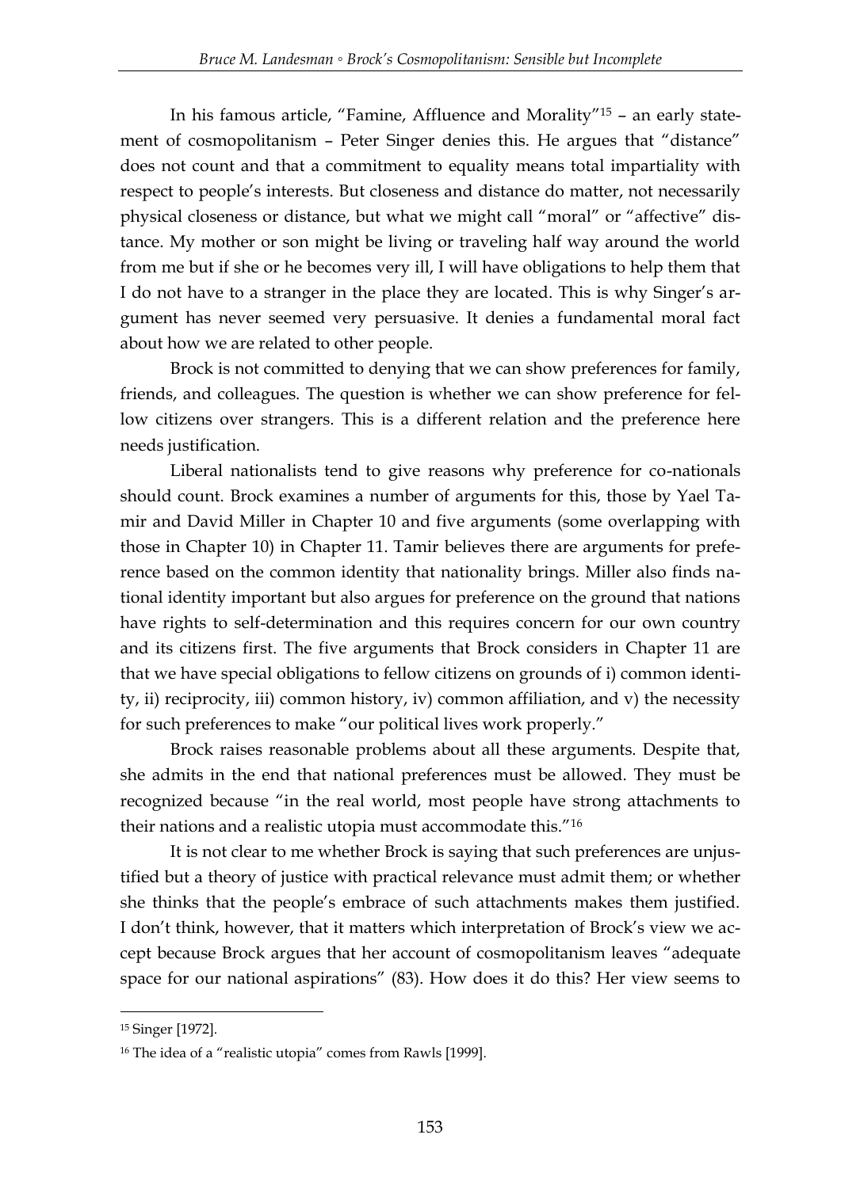In his famous article, "Famine, Affluence and Morality"[15] – an early statement of cosmopolitanism – Peter Singer denies this. He argues that "distance" does not count and that a commitment to equality means total impartiality with respect to people's interests. But closeness and distance do matter, not necessarily physical closeness or distance, but what we might call "moral" or "affective" distance. My mother or son might be living or traveling half way around the world from me but if she or he becomes very ill, I will have obligations to help them that I do not have to a stranger in the place they are located. This is why Singer's argument has never seemed very persuasive. It denies a fundamental moral fact about how we are related to other people.

Brock is not committed to denying that we can show preferences for family, friends, and colleagues. The question is whether we can show preference for fellow citizens over strangers. This is a different relation and the preference here needs justification.

Liberal nationalists tend to give reasons why preference for co-nationals should count. Brock examines a number of arguments for this, those by Yael Tamir and David Miller in Chapter 10 and five arguments (some overlapping with those in Chapter 10) in Chapter 11. Tamir believes there are arguments for preference based on the common identity that nationality brings. Miller also finds national identity important but also argues for preference on the ground that nations have rights to self-determination and this requires concern for our own country and its citizens first. The five arguments that Brock considers in Chapter 11 are that we have special obligations to fellow citizens on grounds of i) common identity, ii) reciprocity, iii) common history, iv) common affiliation, and v) the necessity for such preferences to make "our political lives work properly."

Brock raises reasonable problems about all these arguments. Despite that, she admits in the end that national preferences must be allowed. They must be recognized because "in the real world, most people have strong attachments to their nations and a realistic utopia must accommodate this."[16]

It is not clear to me whether Brock is saying that such preferences are unjustified but a theory of justice with practical relevance must admit them; or whether she thinks that the people's embrace of such attachments makes them justified. I don't think, however, that it matters which interpretation of Brock's view we accept because Brock argues that her account of cosmopolitanism leaves "adequate space for our national aspirations" (83). How does it do this? Her view seems to

---

[15] Singer [1972].

[16] The idea of a "realistic utopia" comes from Rawls [1999].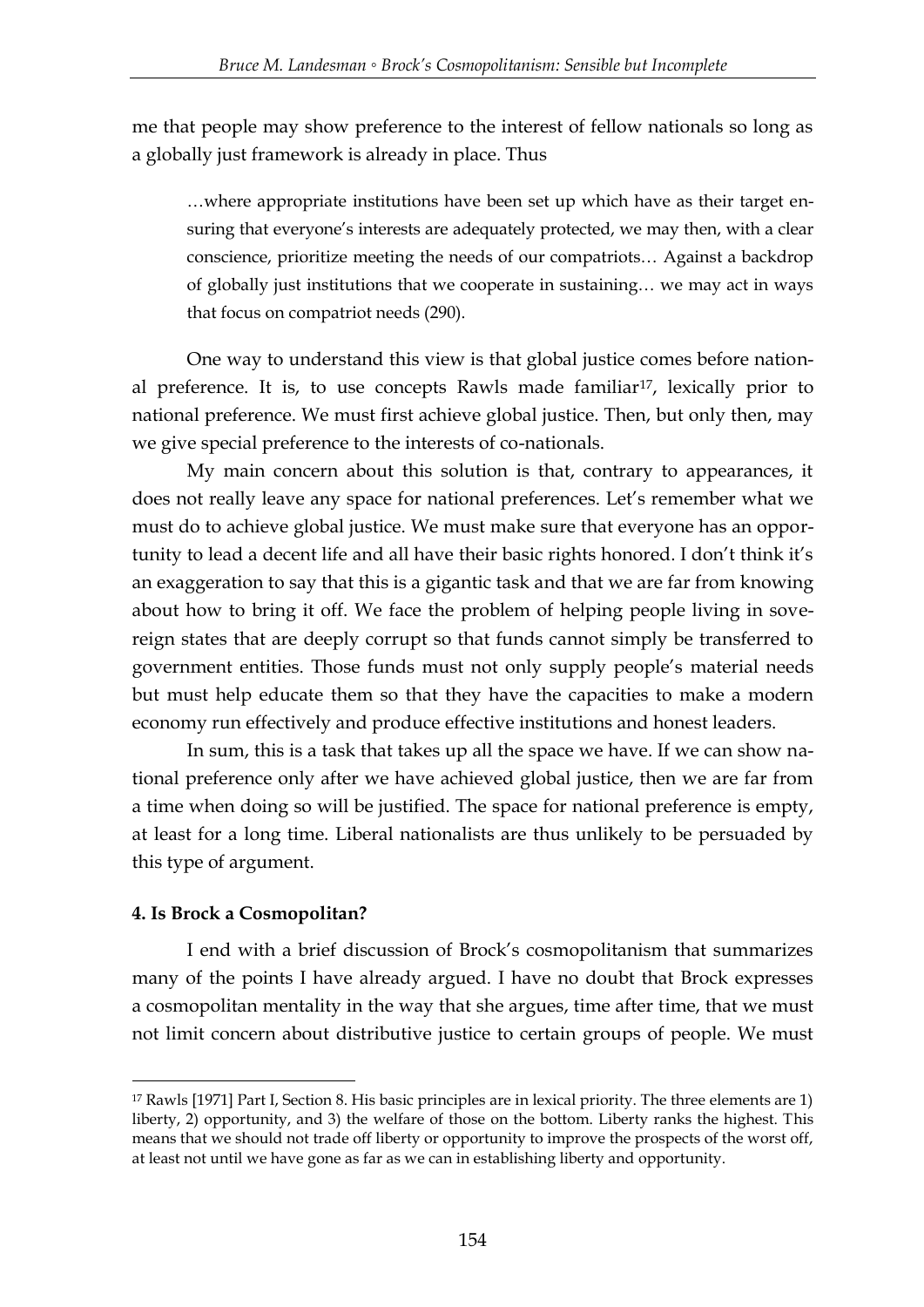me that people may show preference to the interest of fellow nationals so long as a globally just framework is already in place. Thus

> …where appropriate institutions have been set up which have as their target ensuring that everyone's interests are adequately protected, we may then, with a clear conscience, prioritize meeting the needs of our compatriots… Against a backdrop of globally just institutions that we cooperate in sustaining… we may act in ways that focus on compatriot needs (290).

One way to understand this view is that global justice comes before national preference. It is, to use concepts Rawls made familiar[17], lexically prior to national preference. We must first achieve global justice. Then, but only then, may we give special preference to the interests of co-nationals.

My main concern about this solution is that, contrary to appearances, it does not really leave any space for national preferences. Let's remember what we must do to achieve global justice. We must make sure that everyone has an opportunity to lead a decent life and all have their basic rights honored. I don't think it's an exaggeration to say that this is a gigantic task and that we are far from knowing about how to bring it off. We face the problem of helping people living in sovereign states that are deeply corrupt so that funds cannot simply be transferred to government entities. Those funds must not only supply people's material needs but must help educate them so that they have the capacities to make a modern economy run effectively and produce effective institutions and honest leaders.

In sum, this is a task that takes up all the space we have. If we can show national preference only after we have achieved global justice, then we are far from a time when doing so will be justified. The space for national preference is empty, at least for a long time. Liberal nationalists are thus unlikely to be persuaded by this type of argument.

**4. Is Brock a Cosmopolitan?**

I end with a brief discussion of Brock's cosmopolitanism that summarizes many of the points I have already argued. I have no doubt that Brock expresses a cosmopolitan mentality in the way that she argues, time after time, that we must not limit concern about distributive justice to certain groups of people. We must

---

[17] Rawls [1971] Part I, Section 8. His basic principles are in lexical priority. The three elements are 1) liberty, 2) opportunity, and 3) the welfare of those on the bottom. Liberty ranks the highest. This means that we should not trade off liberty or opportunity to improve the prospects of the worst off, at least not until we have gone as far as we can in establishing liberty and opportunity.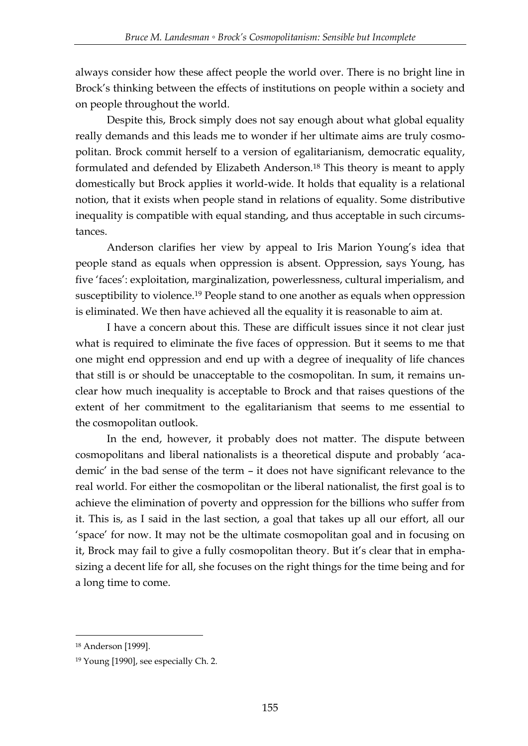always consider how these affect people the world over. There is no bright line in Brock's thinking between the effects of institutions on people within a society and on people throughout the world.

Despite this, Brock simply does not say enough about what global equality really demands and this leads me to wonder if her ultimate aims are truly cosmopolitan. Brock commit herself to a version of egalitarianism, democratic equality, formulated and defended by Elizabeth Anderson.[18] This theory is meant to apply domestically but Brock applies it world-wide. It holds that equality is a relational notion, that it exists when people stand in relations of equality. Some distributive inequality is compatible with equal standing, and thus acceptable in such circumstances.

Anderson clarifies her view by appeal to Iris Marion Young's idea that people stand as equals when oppression is absent. Oppression, says Young, has five 'faces': exploitation, marginalization, powerlessness, cultural imperialism, and susceptibility to violence.[19] People stand to one another as equals when oppression is eliminated. We then have achieved all the equality it is reasonable to aim at.

I have a concern about this. These are difficult issues since it not clear just what is required to eliminate the five faces of oppression. But it seems to me that one might end oppression and end up with a degree of inequality of life chances that still is or should be unacceptable to the cosmopolitan. In sum, it remains unclear how much inequality is acceptable to Brock and that raises questions of the extent of her commitment to the egalitarianism that seems to me essential to the cosmopolitan outlook.

In the end, however, it probably does not matter. The dispute between cosmopolitans and liberal nationalists is a theoretical dispute and probably 'academic' in the bad sense of the term – it does not have significant relevance to the real world. For either the cosmopolitan or the liberal nationalist, the first goal is to achieve the elimination of poverty and oppression for the billions who suffer from it. This is, as I said in the last section, a goal that takes up all our effort, all our 'space' for now. It may not be the ultimate cosmopolitan goal and in focusing on it, Brock may fail to give a fully cosmopolitan theory. But it's clear that in emphasizing a decent life for all, she focuses on the right things for the time being and for a long time to come.

---

[18] Anderson [1999].

[19] Young [1990], see especially Ch. 2.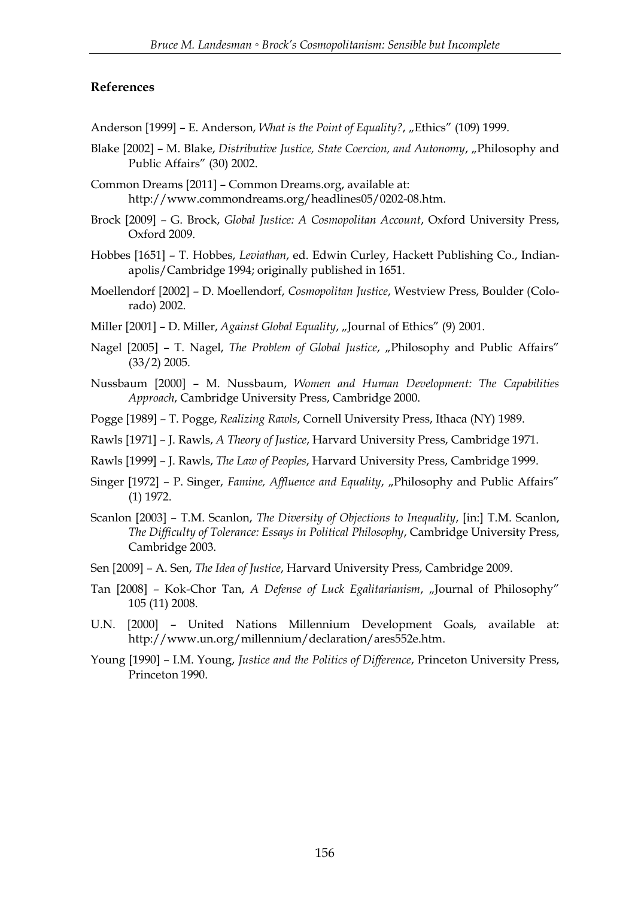## References

Anderson [1999] – E. Anderson, *What is the Point of Equality?*, „Ethics" (109) 1999.

Blake [2002] – M. Blake, *Distributive Justice, State Coercion, and Autonomy*, „Philosophy and Public Affairs" (30) 2002.

Common Dreams [2011] – Common Dreams.org, available at: http://www.commondreams.org/headlines05/0202-08.htm.

Brock [2009] – G. Brock, *Global Justice: A Cosmopolitan Account*, Oxford University Press, Oxford 2009.

Hobbes [1651] – T. Hobbes, *Leviathan*, ed. Edwin Curley, Hackett Publishing Co., Indianapolis/Cambridge 1994; originally published in 1651.

Moellendorf [2002] – D. Moellendorf, *Cosmopolitan Justice*, Westview Press, Boulder (Colorado) 2002.

Miller [2001] – D. Miller, *Against Global Equality*, „Journal of Ethics" (9) 2001.

Nagel [2005] – T. Nagel, *The Problem of Global Justice*, „Philosophy and Public Affairs" (33/2) 2005.

Nussbaum [2000] – M. Nussbaum, *Women and Human Development: The Capabilities Approach*, Cambridge University Press, Cambridge 2000.

Pogge [1989] – T. Pogge, *Realizing Rawls*, Cornell University Press, Ithaca (NY) 1989.

Rawls [1971] – J. Rawls, *A Theory of Justice*, Harvard University Press, Cambridge 1971.

Rawls [1999] – J. Rawls, *The Law of Peoples*, Harvard University Press, Cambridge 1999.

Singer [1972] – P. Singer, *Famine, Affluence and Equality*, „Philosophy and Public Affairs" (1) 1972.

Scanlon [2003] – T.M. Scanlon, *The Diversity of Objections to Inequality*, [in:] T.M. Scanlon, *The Difficulty of Tolerance: Essays in Political Philosophy*, Cambridge University Press, Cambridge 2003.

Sen [2009] – A. Sen, *The Idea of Justice*, Harvard University Press, Cambridge 2009.

Tan [2008] – Kok-Chor Tan, *A Defense of Luck Egalitarianism*, „Journal of Philosophy" 105 (11) 2008.

U.N. [2000] – United Nations Millennium Development Goals, available at: http://www.un.org/millennium/declaration/ares552e.htm.

Young [1990] – I.M. Young, *Justice and the Politics of Difference*, Princeton University Press, Princeton 1990.